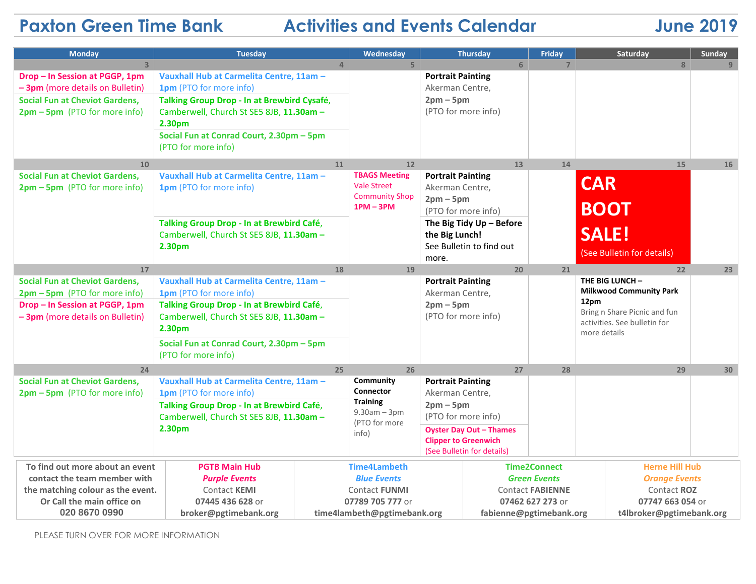# Paxton Green Time Bank — Activities and Events Calendar — June 2019

| Monday | Tuesday | Wednesday | Thursday | Friday | Saturday | Sunday |
|---|---|---|---|---|---|---|
| 3 | 4 | 5 | 6 | 7 | 8 | 9 |
| **Drop – In Session at PGGP, 1pm – 3pm** (more details on Bulletin)<br>**Social Fun at Cheviot Gardens, 2pm – 5pm** (PTO for more info) | **Vauxhall Hub at Carmelita Centre, 11am – 1pm** (PTO for more info)<br>**Talking Group Drop - In at Brewbird Cysafé**, Camberwell, Church St SE5 8JB, **11.30am – 2.30pm**<br>**Social Fun at Conrad Court, 2.30pm – 5pm** (PTO for more info) | | **Portrait Painting** Akerman Centre, **2pm – 5pm** (PTO for more info) | | | |
| 10 | 11 | 12 | 13 | 14 | 15 | 16 |
| **Social Fun at Cheviot Gardens, 2pm – 5pm** (PTO for more info) | **Vauxhall Hub at Carmelita Centre, 11am – 1pm** (PTO for more info)<br>**Talking Group Drop - In at Brewbird Café**, Camberwell, Church St SE5 8JB, **11.30am – 2.30pm** | **TBAGS Meeting** Vale Street Community Shop **1PM – 3PM** | **Portrait Painting** Akerman Centre, **2pm – 5pm** (PTO for more info)<br>**The Big Tidy Up – Before the Big Lunch!** See Bulletin to find out more. | | **CAR BOOT SALE!** (See Bulletin for details) | |
| 17 | 18 | 19 | 20 | 21 | 22 | 23 |
| **Social Fun at Cheviot Gardens, 2pm – 5pm** (PTO for more info)<br>**Drop – In Session at PGGP, 1pm – 3pm** (more details on Bulletin) | **Vauxhall Hub at Carmelita Centre, 11am – 1pm** (PTO for more info)<br>**Talking Group Drop - In at Brewbird Café**, Camberwell, Church St SE5 8JB, **11.30am – 2.30pm**<br>**Social Fun at Conrad Court, 2.30pm – 5pm** (PTO for more info) | | **Portrait Painting** Akerman Centre, **2pm – 5pm** (PTO for more info) | | **THE BIG LUNCH – Milkwood Community Park 12pm** Bring n Share Picnic and fun activities. See bulletin for more details | |
| 24 | 25 | 26 | 27 | 28 | 29 | 30 |
| **Social Fun at Cheviot Gardens, 2pm – 5pm** (PTO for more info) | **Vauxhall Hub at Carmelita Centre, 11am – 1pm** (PTO for more info)<br>**Talking Group Drop - In at Brewbird Café**, Camberwell, Church St SE5 8JB, **11.30am – 2.30pm** | **Community Connector Training** 9.30am – 3pm (PTO for more info) | **Portrait Painting** Akerman Centre, **2pm – 5pm** (PTO for more info)<br>**Oyster Day Out – Thames Clipper to Greenwich** (See Bulletin for details) | | | |

| To find out more about an event contact the team member with the matching colour as the event. Or Call the main office on 020 8670 0990 | PGTB Main Hub | Time4Lambeth | Time2Connect | Herne Hill Hub |
|---|---|---|---|---|
| | *Purple Events* | *Blue Events* | *Green Events* | *Orange Events* |
| | Contact **KEMI** | Contact **FUNMI** | Contact **FABIENNE** | Contact **ROZ** |
| | **07445 436 628** or **broker@pgtimebank.org** | **07789 705 777** or **time4lambeth@pgtimebank.org** | **07462 627 273** or **fabienne@pgtimebank.org** | **07747 663 054** or **t4lbroker@pgtimebank.org** |

PLEASE TURN OVER FOR MORE INFORMATION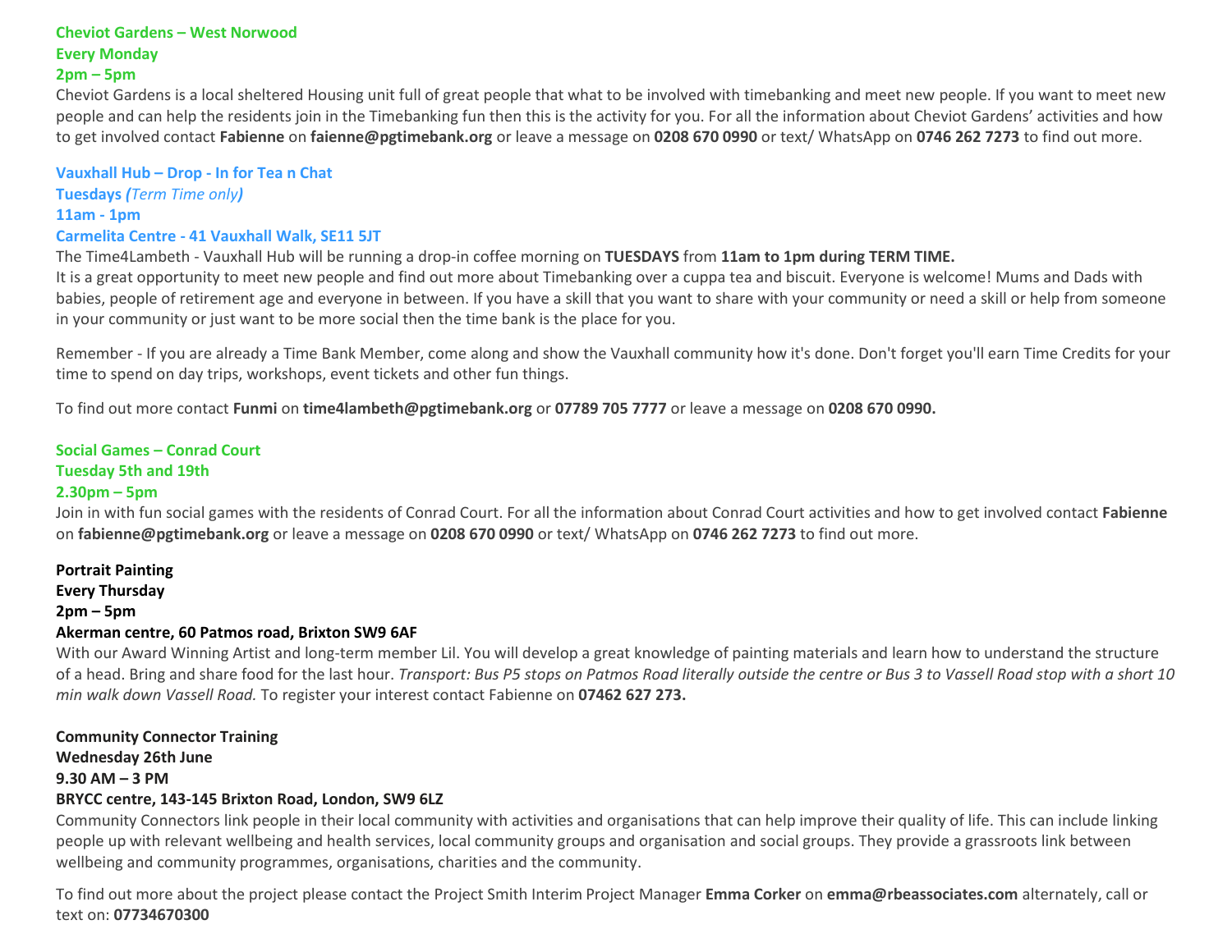**Cheviot Gardens – West Norwood**
**Every Monday**
**2pm – 5pm**

Cheviot Gardens is a local sheltered Housing unit full of great people that what to be involved with timebanking and meet new people. If you want to meet new people and can help the residents join in the Timebanking fun then this is the activity for you. For all the information about Cheviot Gardens' activities and how to get involved contact **Fabienne** on **faienne@pgtimebank.org** or leave a message on **0208 670 0990** or text/ WhatsApp on **0746 262 7273** to find out more.

**Vauxhall Hub – Drop - In for Tea n Chat**
**Tuesdays (*Term Time only*)**
**11am - 1pm**
**Carmelita Centre - 41 Vauxhall Walk, SE11 5JT**

The Time4Lambeth - Vauxhall Hub will be running a drop-in coffee morning on **TUESDAYS** from **11am to 1pm during TERM TIME.**
It is a great opportunity to meet new people and find out more about Timebanking over a cuppa tea and biscuit. Everyone is welcome! Mums and Dads with babies, people of retirement age and everyone in between. If you have a skill that you want to share with your community or need a skill or help from someone in your community or just want to be more social then the time bank is the place for you.

Remember - If you are already a Time Bank Member, come along and show the Vauxhall community how it's done. Don't forget you'll earn Time Credits for your time to spend on day trips, workshops, event tickets and other fun things.

To find out more contact **Funmi** on **time4lambeth@pgtimebank.org** or **07789 705 7777** or leave a message on **0208 670 0990.**

**Social Games – Conrad Court**
**Tuesday 5th and 19th**
**2.30pm – 5pm**

Join in with fun social games with the residents of Conrad Court. For all the information about Conrad Court activities and how to get involved contact **Fabienne** on **fabienne@pgtimebank.org** or leave a message on **0208 670 0990** or text/ WhatsApp on **0746 262 7273** to find out more.

**Portrait Painting**
**Every Thursday**
**2pm – 5pm**
**Akerman centre, 60 Patmos road, Brixton SW9 6AF**

With our Award Winning Artist and long-term member Lil. You will develop a great knowledge of painting materials and learn how to understand the structure of a head. Bring and share food for the last hour. *Transport: Bus P5 stops on Patmos Road literally outside the centre or Bus 3 to Vassell Road stop with a short 10 min walk down Vassell Road.* To register your interest contact Fabienne on **07462 627 273.**

**Community Connector Training**
**Wednesday 26th June**
**9.30 AM – 3 PM**
**BRYCC centre, 143-145 Brixton Road, London, SW9 6LZ**

Community Connectors link people in their local community with activities and organisations that can help improve their quality of life. This can include linking people up with relevant wellbeing and health services, local community groups and organisation and social groups. They provide a grassroots link between wellbeing and community programmes, organisations, charities and the community.

To find out more about the project please contact the Project Smith Interim Project Manager **Emma Corker** on **emma@rbeassociates.com** alternately, call or text on: **07734670300**